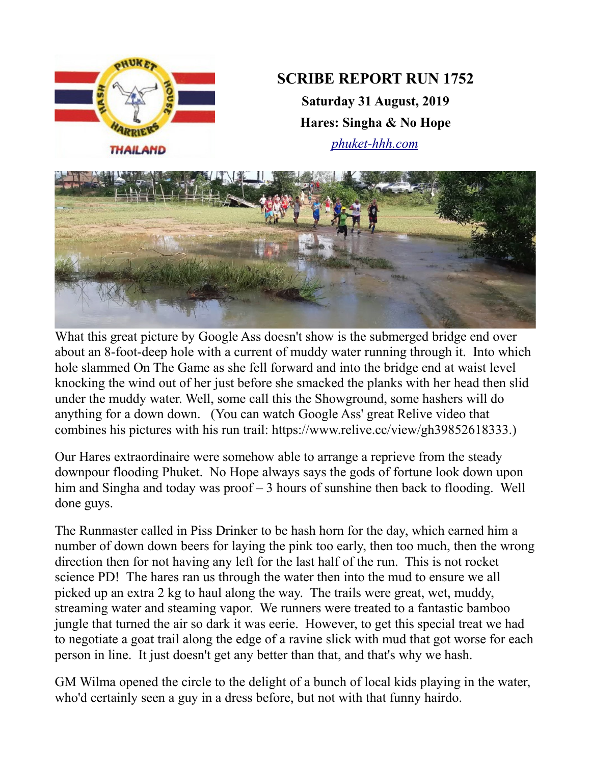# SCRIBE REPORT RUN 1752

**Saturday 31 August, 2019**

**Hares: Singha & No Hope**

*phuket-hhh.com*

What this great picture by Google Ass doesn't show is the submerged bridge end over about an 8-foot-deep hole with a current of muddy water running through it. Into which hole slammed On The Game as she fell forward and into the bridge end at waist level knocking the wind out of her just before she smacked the planks with her head then slid under the muddy water. Well, some call this the Showground, some hashers will do anything for a down down. (You can watch Google Ass' great Relive video that combines his pictures with his run trail: https://www.relive.cc/view/gh39852618333.)

Our Hares extraordinaire were somehow able to arrange a reprieve from the steady downpour flooding Phuket. No Hope always says the gods of fortune look down upon him and Singha and today was proof – 3 hours of sunshine then back to flooding. Well done guys.

The Runmaster called in Piss Drinker to be hash horn for the day, which earned him a number of down down beers for laying the pink too early, then too much, then the wrong direction then for not having any left for the last half of the run. This is not rocket science PD! The hares ran us through the water then into the mud to ensure we all picked up an extra 2 kg to haul along the way. The trails were great, wet, muddy, streaming water and steaming vapor. We runners were treated to a fantastic bamboo jungle that turned the air so dark it was eerie. However, to get this special treat we had to negotiate a goat trail along the edge of a ravine slick with mud that got worse for each person in line. It just doesn't get any better than that, and that's why we hash.

GM Wilma opened the circle to the delight of a bunch of local kids playing in the water, who'd certainly seen a guy in a dress before, but not with that funny hairdo.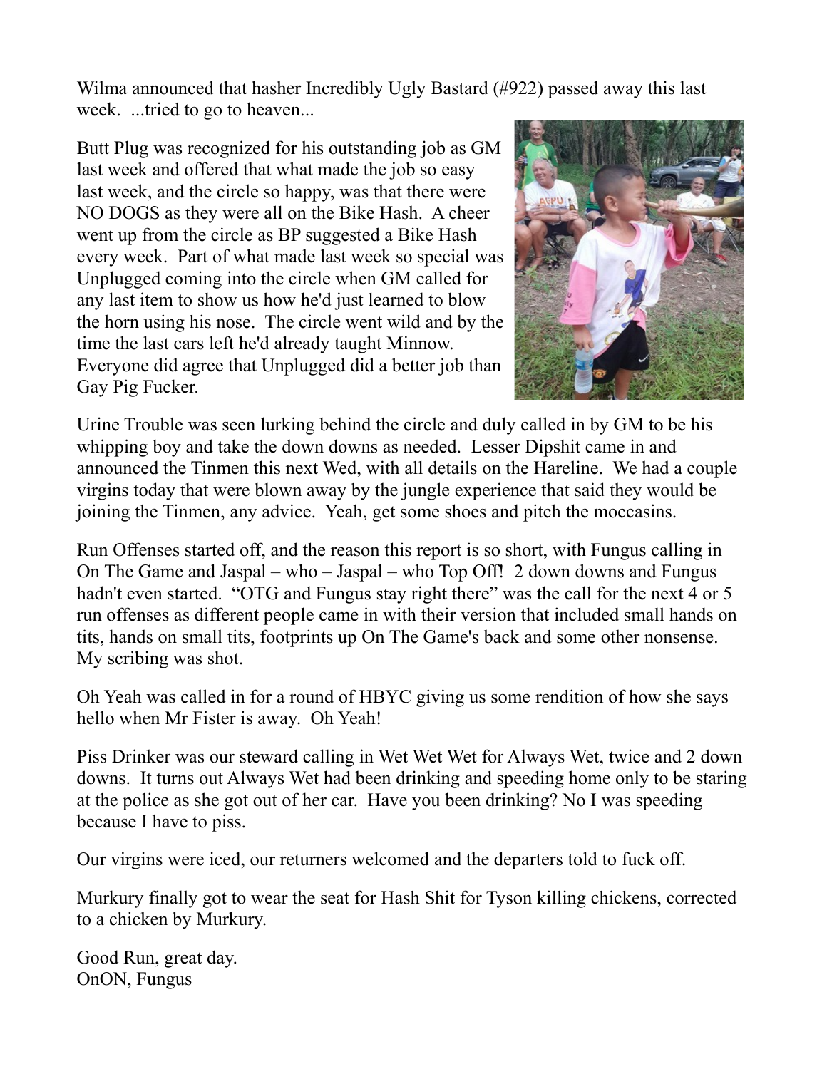Wilma announced that hasher Incredibly Ugly Bastard (#922) passed away this last week. ...tried to go to heaven...

Butt Plug was recognized for his outstanding job as GM last week and offered that what made the job so easy last week, and the circle so happy, was that there were NO DOGS as they were all on the Bike Hash. A cheer went up from the circle as BP suggested a Bike Hash every week. Part of what made last week so special was Unplugged coming into the circle when GM called for any last item to show us how he'd just learned to blow the horn using his nose. The circle went wild and by the time the last cars left he'd already taught Minnow. Everyone did agree that Unplugged did a better job than Gay Pig Fucker.

Urine Trouble was seen lurking behind the circle and duly called in by GM to be his whipping boy and take the down downs as needed. Lesser Dipshit came in and announced the Tinmen this next Wed, with all details on the Hareline. We had a couple virgins today that were blown away by the jungle experience that said they would be joining the Tinmen, any advice. Yeah, get some shoes and pitch the moccasins.

Run Offenses started off, and the reason this report is so short, with Fungus calling in On The Game and Jaspal – who – Jaspal – who Top Off! 2 down downs and Fungus hadn't even started. "OTG and Fungus stay right there" was the call for the next 4 or 5 run offenses as different people came in with their version that included small hands on tits, hands on small tits, footprints up On The Game's back and some other nonsense. My scribing was shot.

Oh Yeah was called in for a round of HBYC giving us some rendition of how she says hello when Mr Fister is away. Oh Yeah!

Piss Drinker was our steward calling in Wet Wet Wet for Always Wet, twice and 2 down downs. It turns out Always Wet had been drinking and speeding home only to be staring at the police as she got out of her car. Have you been drinking? No I was speeding because I have to piss.

Our virgins were iced, our returners welcomed and the departers told to fuck off.

Murkury finally got to wear the seat for Hash Shit for Tyson killing chickens, corrected to a chicken by Murkury.

Good Run, great day.
OnON, Fungus